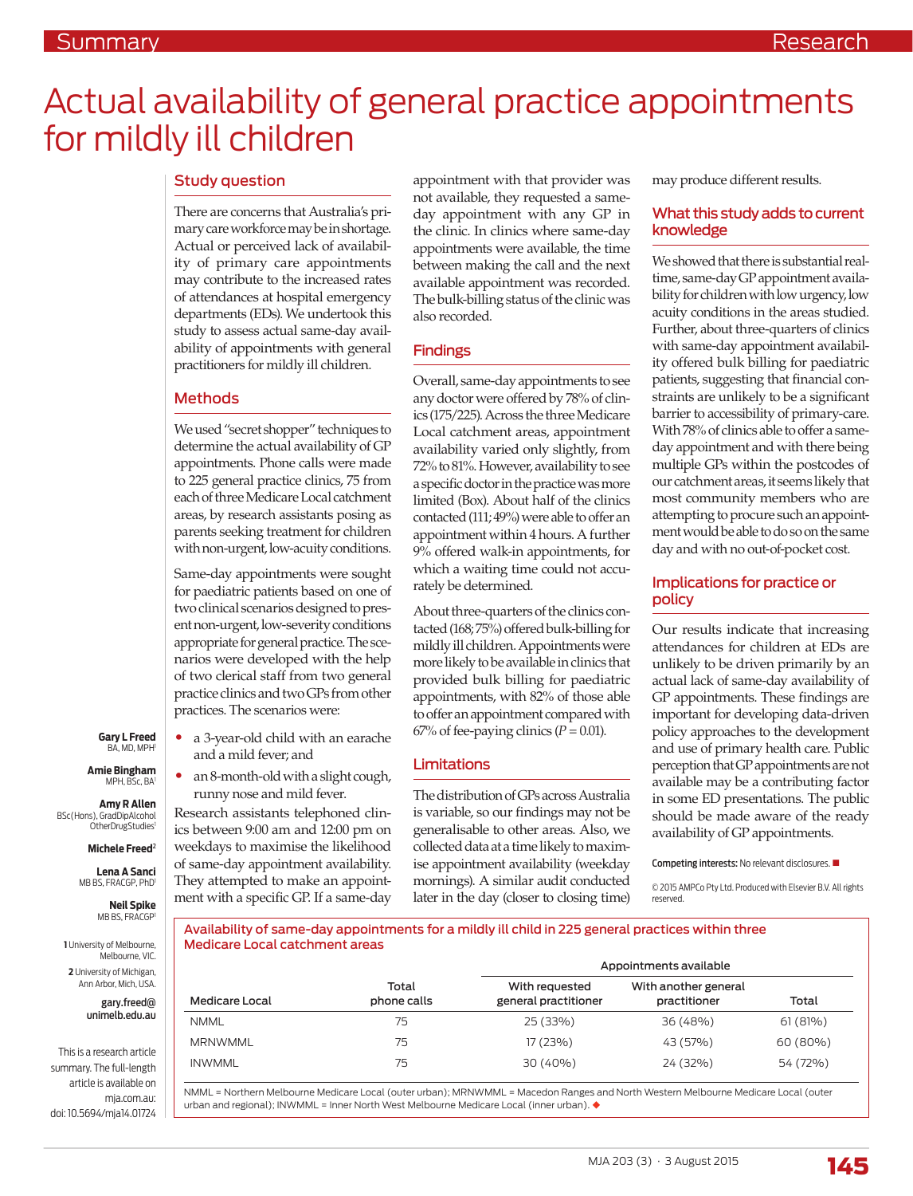Summary

Research

# Actual availability of general practice appointments for mildly ill children

**Gary L Freed** BA, MD, MPH[1]

**Amie Bingham** MPH, BSc, BA[1]

**Amy R Allen** BSc(Hons), GradDipAlcohol OtherDrugStudies[1]

**Michele Freed**[2]

**Lena A Sanci** MB BS, FRACGP, PhD[1]

**Neil Spike** MB BS, FRACGP[1]

**1** University of Melbourne, Melbourne, VIC.
**2** University of Michigan, Ann Arbor, Mich, USA.

**gary.freed@unimelb.edu.au**

This is a research article summary. The full-length article is available on mja.com.au: doi: 10.5694/mja14.01724

## Study question

There are concerns that Australia's primary care workforce may be in shortage. Actual or perceived lack of availability of primary care appointments may contribute to the increased rates of attendances at hospital emergency departments (EDs). We undertook this study to assess actual same-day availability of appointments with general practitioners for mildly ill children.

## Methods

We used "secret shopper" techniques to determine the actual availability of GP appointments. Phone calls were made to 225 general practice clinics, 75 from each of three Medicare Local catchment areas, by research assistants posing as parents seeking treatment for children with non-urgent, low-acuity conditions.

Same-day appointments were sought for paediatric patients based on one of two clinical scenarios designed to present non-urgent, low-severity conditions appropriate for general practice. The scenarios were developed with the help of two clerical staff from two general practice clinics and two GPs from other practices. The scenarios were:

- a 3-year-old child with an earache and a mild fever; and
- an 8-month-old with a slight cough, runny nose and mild fever.

Research assistants telephoned clinics between 9:00 am and 12:00 pm on weekdays to maximise the likelihood of same-day appointment availability. They attempted to make an appointment with a specific GP. If a same-day appointment with that provider was not available, they requested a same-day appointment with any GP in the clinic. In clinics where same-day appointments were available, the time between making the call and the next available appointment was recorded. The bulk-billing status of the clinic was also recorded.

## Findings

Overall, same-day appointments to see any doctor were offered by 78% of clinics (175/225). Across the three Medicare Local catchment areas, appointment availability varied only slightly, from 72% to 81%. However, availability to see a specific doctor in the practice was more limited (Box). About half of the clinics contacted (111; 49%) were able to offer an appointment within 4 hours. A further 9% offered walk-in appointments, for which a waiting time could not accurately be determined.

About three-quarters of the clinics contacted (168; 75%) offered bulk-billing for mildly ill children. Appointments were more likely to be available in clinics that provided bulk billing for paediatric appointments, with 82% of those able to offer an appointment compared with 67% of fee-paying clinics ($P = 0.01$).

## Limitations

The distribution of GPs across Australia is variable, so our findings may not be generalisable to other areas. Also, we collected data at a time likely to maximise appointment availability (weekday mornings). A similar audit conducted later in the day (closer to closing time) may produce different results.

## What this study adds to current knowledge

We showed that there is substantial real-time, same-day GP appointment availability for children with low urgency, low acuity conditions in the areas studied. Further, about three-quarters of clinics with same-day appointment availability offered bulk billing for paediatric patients, suggesting that financial constraints are unlikely to be a significant barrier to accessibility of primary-care. With 78% of clinics able to offer a same-day appointment and with there being multiple GPs within the postcodes of our catchment areas, it seems likely that most community members who are attempting to procure such an appointment would be able to do so on the same day and with no out-of-pocket cost.

## Implications for practice or policy

Our results indicate that increasing attendances for children at EDs are unlikely to be driven primarily by an actual lack of same-day availability of GP appointments. These findings are important for developing data-driven policy approaches to the development and use of primary health care. Public perception that GP appointments are not available may be a contributing factor in some ED presentations. The public should be made aware of the ready availability of GP appointments.

Competing interests: No relevant disclosures.

© 2015 AMPCo Pty Ltd. Produced with Elsevier B.V. All rights reserved.

**Availability of same-day appointments for a mildly ill child in 225 general practices within three Medicare Local catchment areas**

| Medicare Local | Total phone calls | Appointments available: With requested general practitioner | With another general practitioner | Total |
|---|---|---|---|---|
| NMML | 75 | 25 (33%) | 36 (48%) | 61 (81%) |
| MRNWMML | 75 | 17 (23%) | 43 (57%) | 60 (80%) |
| INWMML | 75 | 30 (40%) | 24 (32%) | 54 (72%) |

NMML = Northern Melbourne Medicare Local (outer urban); MRNWMML = Macedon Ranges and North Western Melbourne Medicare Local (outer urban and regional); INWMML = Inner North West Melbourne Medicare Local (inner urban).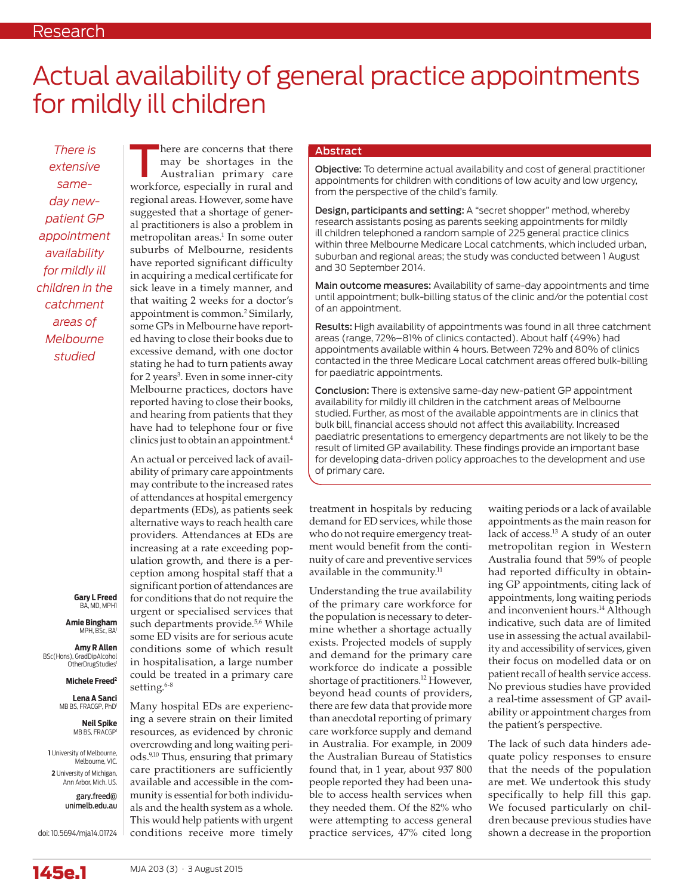# Actual availability of general practice appointments for mildly ill children

*There is extensive same-day new-patient GP appointment availability for mildly ill children in the catchment areas of Melbourne studied*

**Gary L Freed** BA, MD, MPH[1]

**Amie Bingham** MPH, BSc, BA[1]

**Amy R Allen** BSc(Hons), GradDipAlcohol OtherDrugStudies[1]

**Michele Freed**[2]

**Lena A Sanci** MB BS, FRACGP, PhD[1]

**Neil Spike** MB BS, FRACGP[1]

1 University of Melbourne, Melbourne, VIC.

2 University of Michigan, Ann Arbor, Mich, US.

gary.freed@unimelb.edu.au

doi: 10.5694/mja14.01724

## Abstract

**Objective:** To determine actual availability and cost of general practitioner appointments for children with conditions of low acuity and low urgency, from the perspective of the child's family.

**Design, participants and setting:** A "secret shopper" method, whereby research assistants posing as parents seeking appointments for mildly ill children telephoned a random sample of 225 general practice clinics within three Melbourne Medicare Local catchments, which included urban, suburban and regional areas; the study was conducted between 1 August and 30 September 2014.

**Main outcome measures:** Availability of same-day appointments and time until appointment; bulk-billing status of the clinic and/or the potential cost of an appointment.

**Results:** High availability of appointments was found in all three catchment areas (range, 72%–81% of clinics contacted). About half (49%) had appointments available within 4 hours. Between 72% and 80% of clinics contacted in the three Medicare Local catchment areas offered bulk-billing for paediatric appointments.

**Conclusion:** There is extensive same-day new-patient GP appointment availability for mildly ill children in the catchment areas of Melbourne studied. Further, as most of the available appointments are in clinics that bulk bill, financial access should not affect this availability. Increased paediatric presentations to emergency departments are not likely to be the result of limited GP availability. These findings provide an important base for developing data-driven policy approaches to the development and use of primary care.

There are concerns that there may be shortages in the Australian primary care workforce, especially in rural and regional areas. However, some have suggested that a shortage of general practitioners is also a problem in metropolitan areas.[1] In some outer suburbs of Melbourne, residents have reported significant difficulty in acquiring a medical certificate for sick leave in a timely manner, and that waiting 2 weeks for a doctor's appointment is common.[2] Similarly, some GPs in Melbourne have reported having to close their books due to excessive demand, with one doctor stating he had to turn patients away for 2 years[3]. Even in some inner-city Melbourne practices, doctors have reported having to close their books, and hearing from patients that they have had to telephone four or five clinics just to obtain an appointment.[4]

An actual or perceived lack of availability of primary care appointments may contribute to the increased rates of attendances at hospital emergency departments (EDs), as patients seek alternative ways to reach health care providers. Attendances at EDs are increasing at a rate exceeding population growth, and there is a perception among hospital staff that a significant portion of attendances are for conditions that do not require the urgent or specialised services that such departments provide.[5,6] While some ED visits are for serious acute conditions some of which result in hospitalisation, a large number could be treated in a primary care setting.[6-8]

Many hospital EDs are experiencing a severe strain on their limited resources, as evidenced by chronic overcrowding and long waiting periods.[9,10] Thus, ensuring that primary care practitioners are sufficiently available and accessible in the community is essential for both individuals and the health system as a whole. This would help patients with urgent conditions receive more timely treatment in hospitals by reducing demand for ED services, while those who do not require emergency treatment would benefit from the continuity of care and preventive services available in the community.[11]

Understanding the true availability of the primary care workforce for the population is necessary to determine whether a shortage actually exists. Projected models of supply and demand for the primary care workforce do indicate a possible shortage of practitioners.[12] However, beyond head counts of providers, there are few data that provide more than anecdotal reporting of primary care workforce supply and demand in Australia. For example, in 2009 the Australian Bureau of Statistics found that, in 1 year, about 937 800 people reported they had been unable to access health services when they needed them. Of the 82% who were attempting to access general practice services, 47% cited long waiting periods or a lack of available appointments as the main reason for lack of access.[13] A study of an outer metropolitan region in Western Australia found that 59% of people had reported difficulty in obtaining GP appointments, citing lack of appointments, long waiting periods and inconvenient hours.[14] Although indicative, such data are of limited use in assessing the actual availability and accessibility of services, given their focus on modelled data or on patient recall of health service access. No previous studies have provided a real-time assessment of GP availability or appointment charges from the patient's perspective.

The lack of such data hinders adequate policy responses to ensure that the needs of the population are met. We undertook this study specifically to help fill this gap. We focused particularly on children because previous studies have shown a decrease in the proportion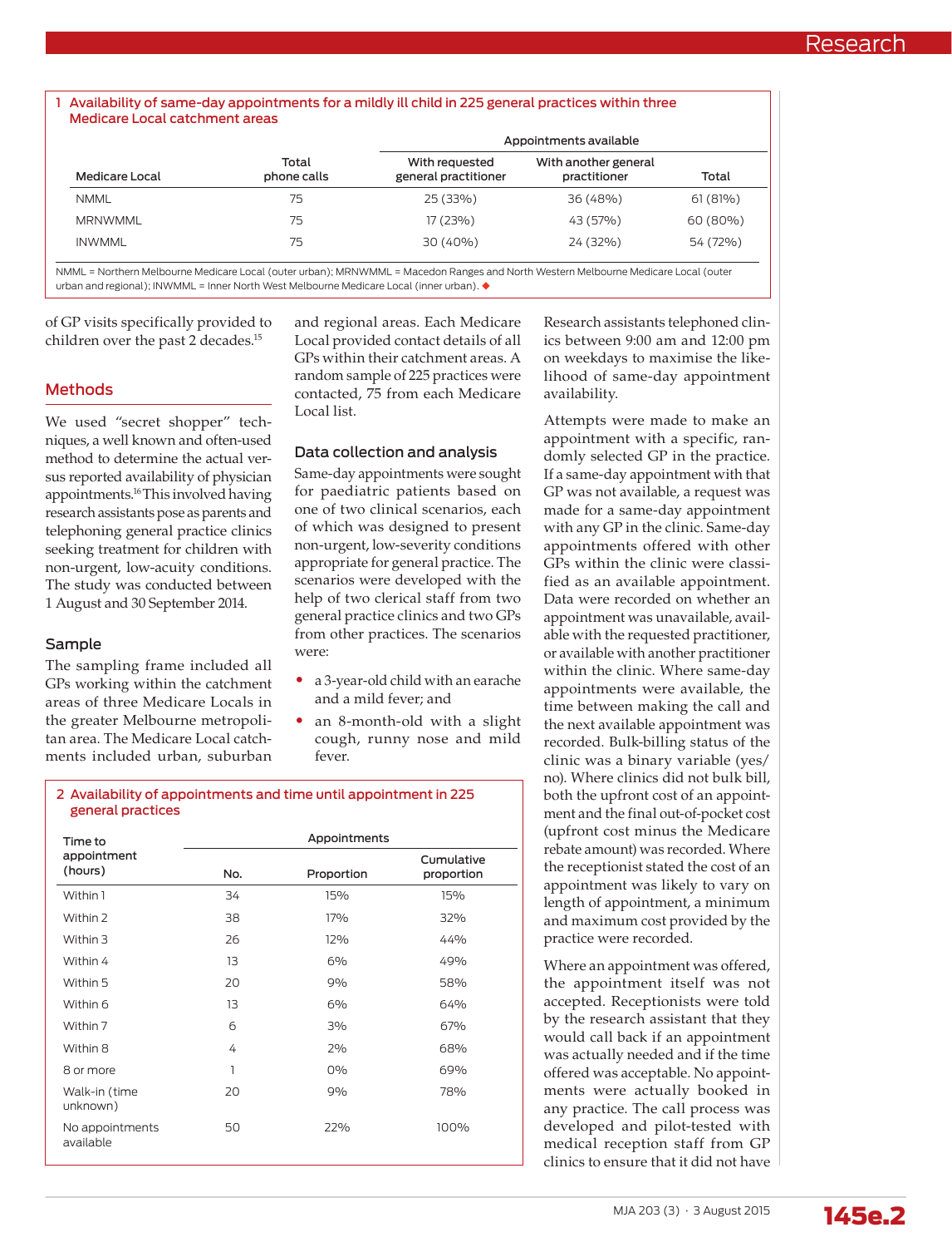**1 Availability of same-day appointments for a mildly ill child in 225 general practices within three Medicare Local catchment areas**

| Medicare Local | Total phone calls | Appointments available | | |
|---|---|---|---|---|
| | | With requested general practitioner | With another general practitioner | Total |
| NMML | 75 | 25 (33%) | 36 (48%) | 61 (81%) |
| MRNWMML | 75 | 17 (23%) | 43 (57%) | 60 (80%) |
| INWMML | 75 | 30 (40%) | 24 (32%) | 54 (72%) |

NMML = Northern Melbourne Medicare Local (outer urban); MRNWMML = Macedon Ranges and North Western Melbourne Medicare Local (outer urban and regional); INWMML = Inner North West Melbourne Medicare Local (inner urban). ◆

of GP visits specifically provided to children over the past 2 decades.[15]

## Methods

We used “secret shopper” techniques, a well known and often-used method to determine the actual versus reported availability of physician appointments.[16] This involved having research assistants pose as parents and telephoning general practice clinics seeking treatment for children with non-urgent, low-acuity conditions. The study was conducted between 1 August and 30 September 2014.

### Sample

The sampling frame included all GPs working within the catchment areas of three Medicare Locals in the greater Melbourne metropolitan area. The Medicare Local catchments included urban, suburban and regional areas. Each Medicare Local provided contact details of all GPs within their catchment areas. A random sample of 225 practices were contacted, 75 from each Medicare Local list.

### Data collection and analysis

Same-day appointments were sought for paediatric patients based on one of two clinical scenarios, each of which was designed to present non-urgent, low-severity conditions appropriate for general practice. The scenarios were developed with the help of two clerical staff from two general practice clinics and two GPs from other practices. The scenarios were:

- a 3-year-old child with an earache and a mild fever; and
- an 8-month-old with a slight cough, runny nose and mild fever.

Research assistants telephoned clinics between 9:00 am and 12:00 pm on weekdays to maximise the likelihood of same-day appointment availability.

Attempts were made to make an appointment with a specific, randomly selected GP in the practice. If a same-day appointment with that GP was not available, a request was made for a same-day appointment with any GP in the clinic. Same-day appointments offered with other GPs within the clinic were classified as an available appointment. Data were recorded on whether an appointment was unavailable, available with the requested practitioner, or available with another practitioner within the clinic. Where same-day appointments were available, the time between making the call and the next available appointment was recorded. Bulk-billing status of the clinic was a binary variable (yes/no). Where clinics did not bulk bill, both the upfront cost of an appointment and the final out-of-pocket cost (upfront cost minus the Medicare rebate amount) was recorded. Where the receptionist stated the cost of an appointment was likely to vary on length of appointment, a minimum and maximum cost provided by the practice were recorded.

Where an appointment was offered, the appointment itself was not accepted. Receptionists were told by the research assistant that they would call back if an appointment was actually needed and if the time offered was acceptable. No appointments were actually booked in any practice. The call process was developed and pilot-tested with medical reception staff from GP clinics to ensure that it did not have

**2 Availability of appointments and time until appointment in 225 general practices**

| Time to appointment (hours) | Appointments | | |
|---|---|---|---|
| | No. | Proportion | Cumulative proportion |
| Within 1 | 34 | 15% | 15% |
| Within 2 | 38 | 17% | 32% |
| Within 3 | 26 | 12% | 44% |
| Within 4 | 13 | 6% | 49% |
| Within 5 | 20 | 9% | 58% |
| Within 6 | 13 | 6% | 64% |
| Within 7 | 6 | 3% | 67% |
| Within 8 | 4 | 2% | 68% |
| 8 or more | 1 | 0% | 69% |
| Walk-in (time unknown) | 20 | 9% | 78% |
| No appointments available | 50 | 22% | 100% |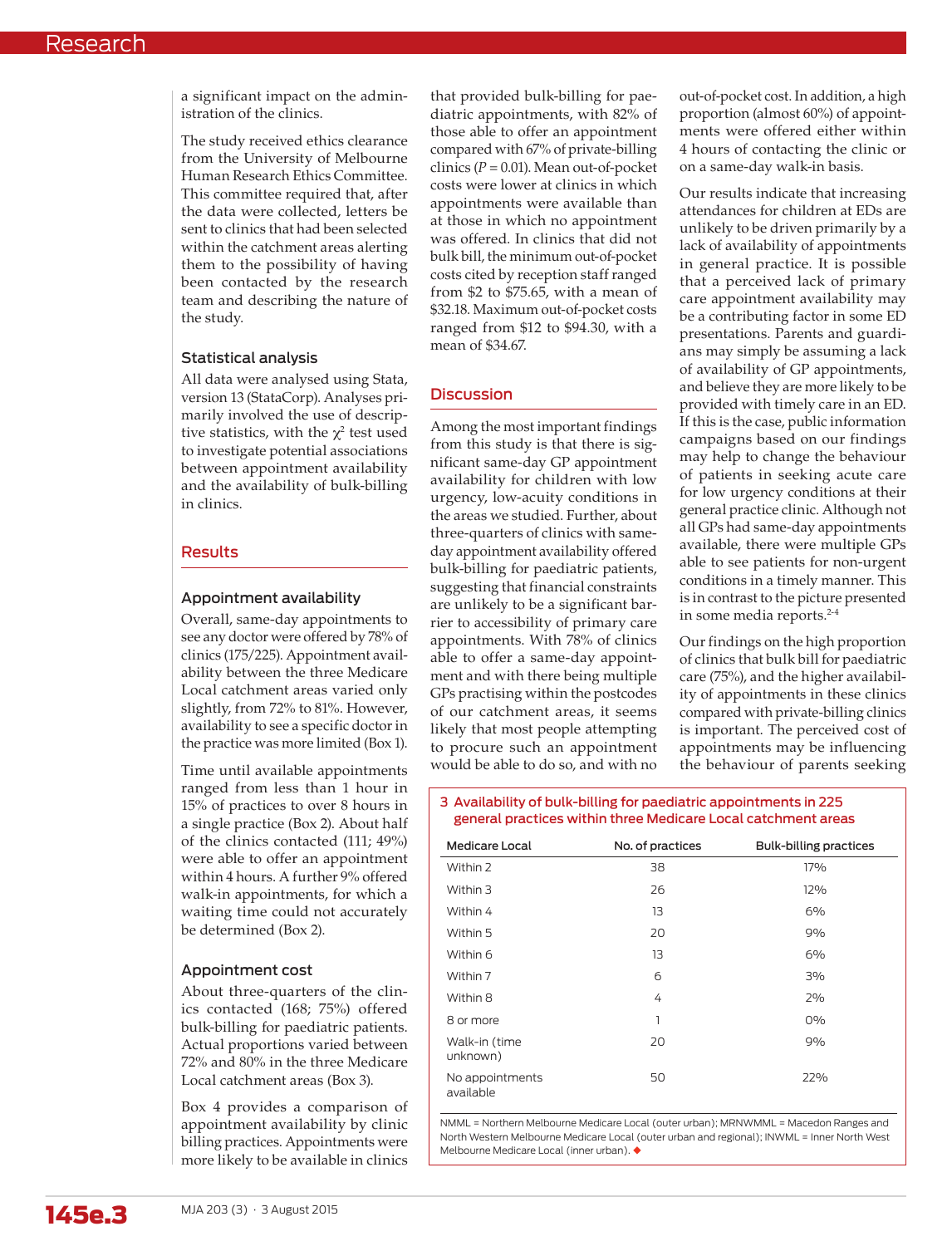a significant impact on the administration of the clinics.

The study received ethics clearance from the University of Melbourne Human Research Ethics Committee. This committee required that, after the data were collected, letters be sent to clinics that had been selected within the catchment areas alerting them to the possibility of having been contacted by the research team and describing the nature of the study.

### Statistical analysis

All data were analysed using Stata, version 13 (StataCorp). Analyses primarily involved the use of descriptive statistics, with the $\chi^2$ test used to investigate potential associations between appointment availability and the availability of bulk-billing in clinics.

## Results

### Appointment availability

Overall, same-day appointments to see any doctor were offered by 78% of clinics (175/225). Appointment availability between the three Medicare Local catchment areas varied only slightly, from 72% to 81%. However, availability to see a specific doctor in the practice was more limited (Box 1).

Time until available appointments ranged from less than 1 hour in 15% of practices to over 8 hours in a single practice (Box 2). About half of the clinics contacted (111; 49%) were able to offer an appointment within 4 hours. A further 9% offered walk-in appointments, for which a waiting time could not accurately be determined (Box 2).

### Appointment cost

About three-quarters of the clinics contacted (168; 75%) offered bulk-billing for paediatric patients. Actual proportions varied between 72% and 80% in the three Medicare Local catchment areas (Box 3).

Box 4 provides a comparison of appointment availability by clinic billing practices. Appointments were more likely to be available in clinics that provided bulk-billing for paediatric appointments, with 82% of those able to offer an appointment compared with 67% of private-billing clinics ($P = 0.01$). Mean out-of-pocket costs were lower at clinics in which appointments were available than at those in which no appointment was offered. In clinics that did not bulk bill, the minimum out-of-pocket costs cited by reception staff ranged from \$2 to \$75.65, with a mean of \$32.18. Maximum out-of-pocket costs ranged from \$12 to \$94.30, with a mean of \$34.67.

## Discussion

Among the most important findings from this study is that there is significant same-day GP appointment availability for children with low urgency, low-acuity conditions in the areas we studied. Further, about three-quarters of clinics with same-day appointment availability offered bulk-billing for paediatric patients, suggesting that financial constraints are unlikely to be a significant barrier to accessibility of primary care appointments. With 78% of clinics able to offer a same-day appointment and with there being multiple GPs practising within the postcodes of our catchment areas, it seems likely that most people attempting to procure such an appointment would be able to do so, and with no out-of-pocket cost. In addition, a high proportion (almost 60%) of appointments were offered either within 4 hours of contacting the clinic or on a same-day walk-in basis.

Our results indicate that increasing attendances for children at EDs are unlikely to be driven primarily by a lack of availability of appointments in general practice. It is possible that a perceived lack of primary care appointment availability may be a contributing factor in some ED presentations. Parents and guardians may simply be assuming a lack of availability of GP appointments, and believe they are more likely to be provided with timely care in an ED. If this is the case, public information campaigns based on our findings may help to change the behaviour of patients in seeking acute care for low urgency conditions at their general practice clinic. Although not all GPs had same-day appointments available, there were multiple GPs able to see patients for non-urgent conditions in a timely manner. This is in contrast to the picture presented in some media reports.[2-4]

Our findings on the high proportion of clinics that bulk bill for paediatric care (75%), and the higher availability of appointments in these clinics compared with private-billing clinics is important. The perceived cost of appointments may be influencing the behaviour of parents seeking

**3 Availability of bulk-billing for paediatric appointments in 225 general practices within three Medicare Local catchment areas**

| Medicare Local | No. of practices | Bulk-billing practices |
|---|---|---|
| Within 2 | 38 | 17% |
| Within 3 | 26 | 12% |
| Within 4 | 13 | 6% |
| Within 5 | 20 | 9% |
| Within 6 | 13 | 6% |
| Within 7 | 6 | 3% |
| Within 8 | 4 | 2% |
| 8 or more | 1 | 0% |
| Walk-in (time unknown) | 20 | 9% |
| No appointments available | 50 | 22% |

NMML = Northern Melbourne Medicare Local (outer urban); MRNWMML = Macedon Ranges and North Western Melbourne Medicare Local (outer urban and regional); INWML = Inner North West Melbourne Medicare Local (inner urban). ◆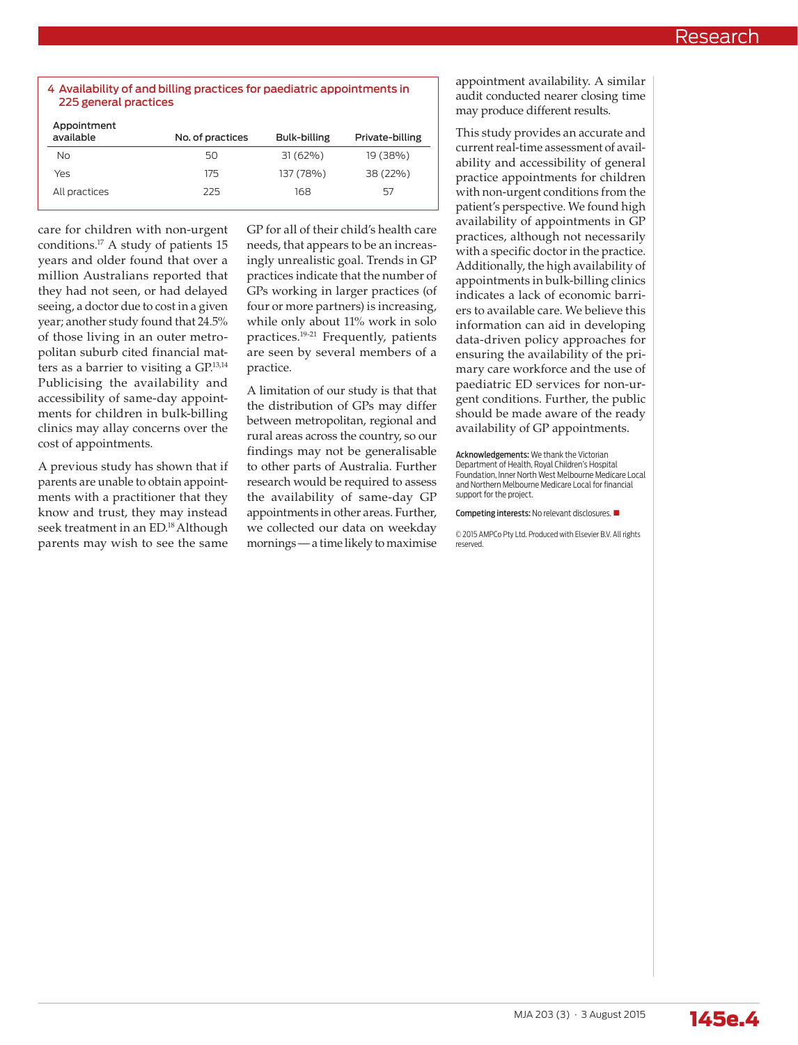**4 Availability of and billing practices for paediatric appointments in 225 general practices**

| Appointment available | No. of practices | Bulk-billing | Private-billing |
|---|---|---|---|
| No | 50 | 31 (62%) | 19 (38%) |
| Yes | 175 | 137 (78%) | 38 (22%) |
| All practices | 225 | 168 | 57 |

care for children with non-urgent conditions.[17] A study of patients 15 years and older found that over a million Australians reported that they had not seen, or had delayed seeing, a doctor due to cost in a given year; another study found that 24.5% of those living in an outer metropolitan suburb cited financial matters as a barrier to visiting a GP.[13,14] Publicising the availability and accessibility of same-day appointments for children in bulk-billing clinics may allay concerns over the cost of appointments.

A previous study has shown that if parents are unable to obtain appointments with a practitioner that they know and trust, they may instead seek treatment in an ED.[18] Although parents may wish to see the same GP for all of their child's health care needs, that appears to be an increasingly unrealistic goal. Trends in GP practices indicate that the number of GPs working in larger practices (of four or more partners) is increasing, while only about 11% work in solo practices.[19-21] Frequently, patients are seen by several members of a practice.

A limitation of our study is that that the distribution of GPs may differ between metropolitan, regional and rural areas across the country, so our findings may not be generalisable to other parts of Australia. Further research would be required to assess the availability of same-day GP appointments in other areas. Further, we collected our data on weekday mornings — a time likely to maximise appointment availability. A similar audit conducted nearer closing time may produce different results.

This study provides an accurate and current real-time assessment of availability and accessibility of general practice appointments for children with non-urgent conditions from the patient's perspective. We found high availability of appointments in GP practices, although not necessarily with a specific doctor in the practice. Additionally, the high availability of appointments in bulk-billing clinics indicates a lack of economic barriers to available care. We believe this information can aid in developing data-driven policy approaches for ensuring the availability of the primary care workforce and the use of paediatric ED services for non-urgent conditions. Further, the public should be made aware of the ready availability of GP appointments.

**Acknowledgements:** We thank the Victorian Department of Health, Royal Children's Hospital Foundation, Inner North West Melbourne Medicare Local and Northern Melbourne Medicare Local for financial support for the project.

**Competing interests:** No relevant disclosures. ■

© 2015 AMPCo Pty Ltd. Produced with Elsevier B.V. All rights reserved.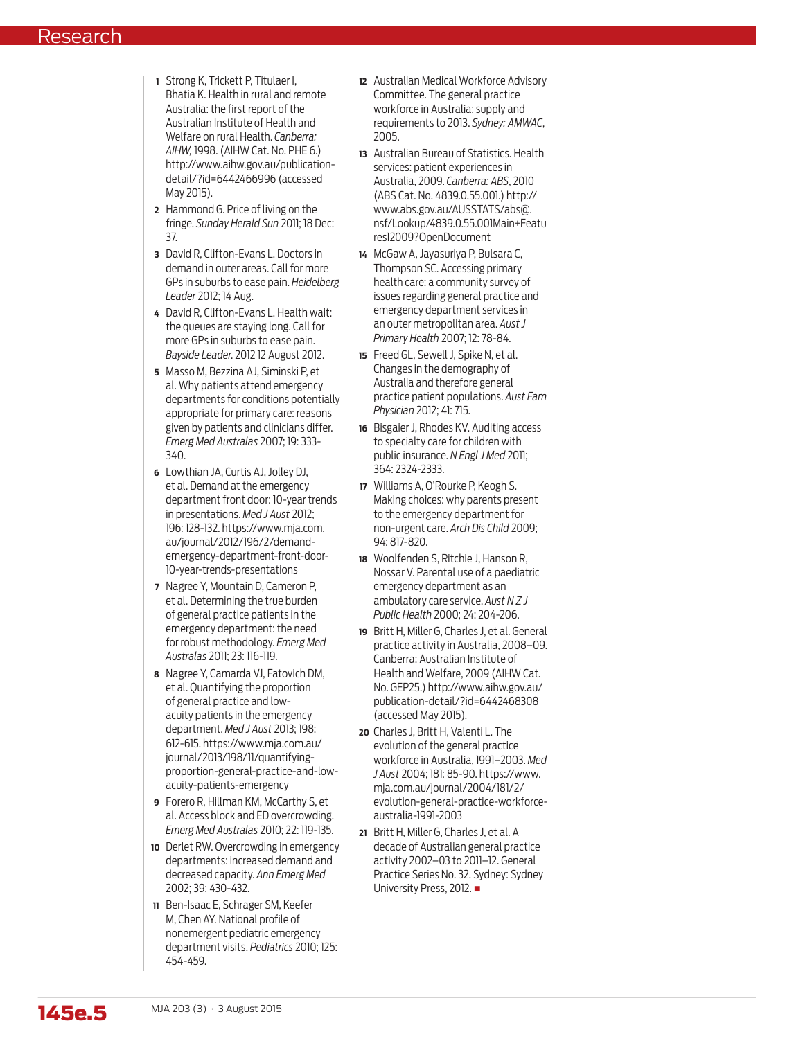1. Strong K, Trickett P, Titulaer I, Bhatia K. Health in rural and remote Australia: the first report of the Australian Institute of Health and Welfare on rural Health. *Canberra: AIHW*, 1998. (AIHW Cat. No. PHE 6.) http://www.aihw.gov.au/publication-detail/?id=6442466996 (accessed May 2015).
2. Hammond G. Price of living on the fringe. *Sunday Herald Sun* 2011; 18 Dec: 37.
3. David R, Clifton-Evans L. Doctors in demand in outer areas. Call for more GPs in suburbs to ease pain. *Heidelberg Leader* 2012; 14 Aug.
4. David R, Clifton-Evans L. Health wait: the queues are staying long. Call for more GPs in suburbs to ease pain. *Bayside Leader*. 2012 12 August 2012.
5. Masso M, Bezzina AJ, Siminski P, et al. Why patients attend emergency departments for conditions potentially appropriate for primary care: reasons given by patients and clinicians differ. *Emerg Med Australas* 2007; 19: 333-340.
6. Lowthian JA, Curtis AJ, Jolley DJ, et al. Demand at the emergency department front door: 10-year trends in presentations. *Med J Aust* 2012; 196: 128-132. https://www.mja.com.au/journal/2012/196/2/demand-emergency-department-front-door-10-year-trends-presentations
7. Nagree Y, Mountain D, Cameron P, et al. Determining the true burden of general practice patients in the emergency department: the need for robust methodology. *Emerg Med Australas* 2011; 23: 116-119.
8. Nagree Y, Camarda VJ, Fatovich DM, et al. Quantifying the proportion of general practice and low-acuity patients in the emergency department. *Med J Aust* 2013; 198: 612-615. https://www.mja.com.au/journal/2013/198/11/quantifying-proportion-general-practice-and-low-acuity-patients-emergency
9. Forero R, Hillman KM, McCarthy S, et al. Access block and ED overcrowding. *Emerg Med Australas* 2010; 22: 119-135.
10. Derlet RW. Overcrowding in emergency departments: increased demand and decreased capacity. *Ann Emerg Med* 2002; 39: 430-432.
11. Ben-Isaac E, Schrager SM, Keefer M, Chen AY. National profile of nonemergent pediatric emergency department visits. *Pediatrics* 2010; 125: 454-459.
12. Australian Medical Workforce Advisory Committee. The general practice workforce in Australia: supply and requirements to 2013. *Sydney: AMWAC*, 2005.
13. Australian Bureau of Statistics. Health services: patient experiences in Australia, 2009. *Canberra: ABS*, 2010 (ABS Cat. No. 4839.0.55.001.) http://www.abs.gov.au/AUSSTATS/abs@.nsf/Lookup/4839.0.55.001Main+Features12009?OpenDocument
14. McGaw A, Jayasuriya P, Bulsara C, Thompson SC. Accessing primary health care: a community survey of issues regarding general practice and emergency department services in an outer metropolitan area. *Aust J Primary Health* 2007; 12: 78-84.
15. Freed GL, Sewell J, Spike N, et al. Changes in the demography of Australia and therefore general practice patient populations. *Aust Fam Physician* 2012; 41: 715.
16. Bisgaier J, Rhodes KV. Auditing access to specialty care for children with public insurance. *N Engl J Med* 2011; 364: 2324-2333.
17. Williams A, O'Rourke P, Keogh S. Making choices: why parents present to the emergency department for non-urgent care. *Arch Dis Child* 2009; 94: 817-820.
18. Woolfenden S, Ritchie J, Hanson R, Nossar V. Parental use of a paediatric emergency department as an ambulatory care service. *Aust N Z J Public Health* 2000; 24: 204-206.
19. Britt H, Miller G, Charles J, et al. General practice activity in Australia, 2008–09. Canberra: Australian Institute of Health and Welfare, 2009 (AIHW Cat. No. GEP25.) http://www.aihw.gov.au/publication-detail/?id=6442468308 (accessed May 2015).
20. Charles J, Britt H, Valenti L. The evolution of the general practice workforce in Australia, 1991–2003. *Med J Aust* 2004; 181: 85-90. https://www.mja.com.au/journal/2004/181/2/evolution-general-practice-workforce-australia-1991-2003
21. Britt H, Miller G, Charles J, et al. A decade of Australian general practice activity 2002–03 to 2011–12. General Practice Series No. 32. Sydney: Sydney University Press, 2012. ■